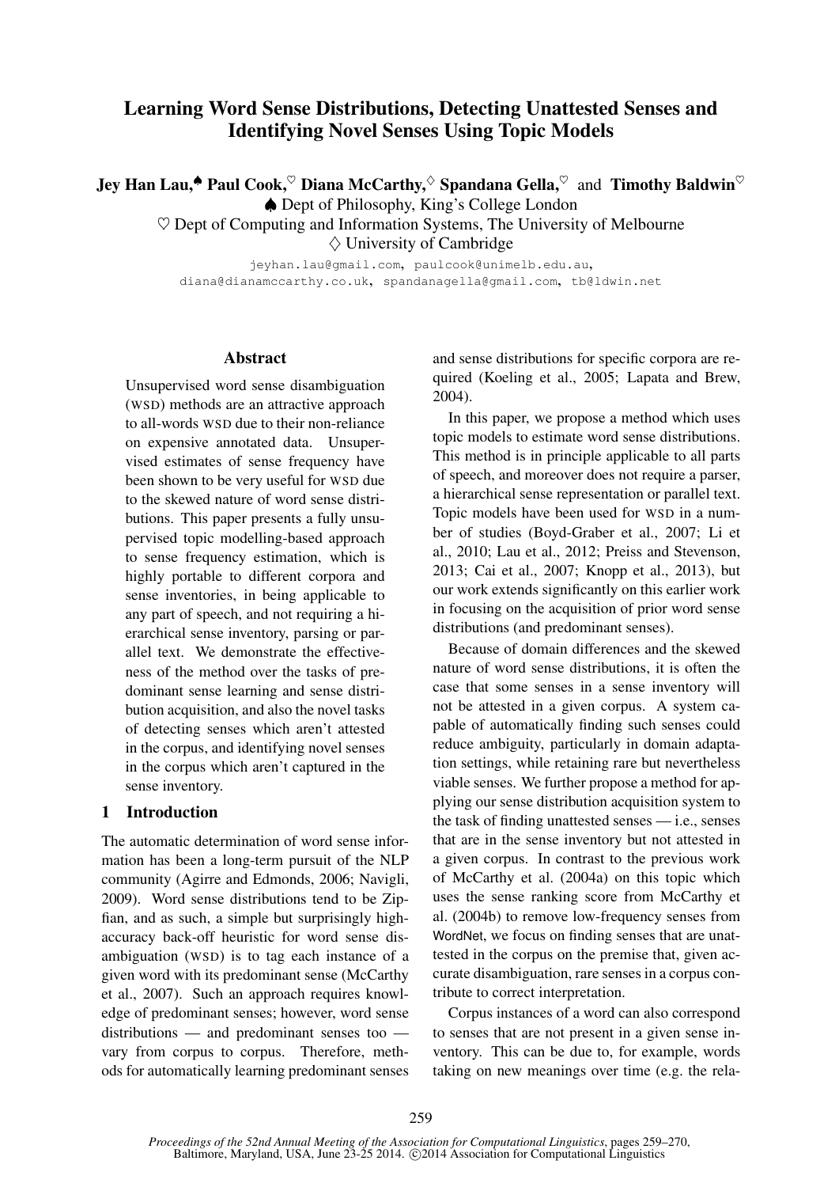# Learning Word Sense Distributions, Detecting Unattested Senses and Identifying Novel Senses Using Topic Models

**Jey Han Lau,[♠] Paul Cook,[♡] Diana McCarthy,[♢] Spandana Gella,[♡] and Timothy Baldwin[♡]**

[♠] Dept of Philosophy, King's College London

[♡] Dept of Computing and Information Systems, The University of Melbourne

[♢] University of Cambridge

jeyhan.lau@gmail.com, paulcook@unimelb.edu.au, diana@dianamccarthy.co.uk, spandanagella@gmail.com, tb@ldwin.net

## Abstract

Unsupervised word sense disambiguation (WSD) methods are an attractive approach to all-words WSD due to their non-reliance on expensive annotated data. Unsupervised estimates of sense frequency have been shown to be very useful for WSD due to the skewed nature of word sense distributions. This paper presents a fully unsupervised topic modelling-based approach to sense frequency estimation, which is highly portable to different corpora and sense inventories, in being applicable to any part of speech, and not requiring a hierarchical sense inventory, parsing or parallel text. We demonstrate the effectiveness of the method over the tasks of predominant sense learning and sense distribution acquisition, and also the novel tasks of detecting senses which aren't attested in the corpus, and identifying novel senses in the corpus which aren't captured in the sense inventory.

## 1 Introduction

The automatic determination of word sense information has been a long-term pursuit of the NLP community (Agirre and Edmonds, 2006; Navigli, 2009). Word sense distributions tend to be Zipfian, and as such, a simple but surprisingly high-accuracy back-off heuristic for word sense disambiguation (WSD) is to tag each instance of a given word with its predominant sense (McCarthy et al., 2007). Such an approach requires knowledge of predominant senses; however, word sense distributions — and predominant senses too — vary from corpus to corpus. Therefore, methods for automatically learning predominant senses and sense distributions for specific corpora are required (Koeling et al., 2005; Lapata and Brew, 2004).

In this paper, we propose a method which uses topic models to estimate word sense distributions. This method is in principle applicable to all parts of speech, and moreover does not require a parser, a hierarchical sense representation or parallel text. Topic models have been used for WSD in a number of studies (Boyd-Graber et al., 2007; Li et al., 2010; Lau et al., 2012; Preiss and Stevenson, 2013; Cai et al., 2007; Knopp et al., 2013), but our work extends significantly on this earlier work in focusing on the acquisition of prior word sense distributions (and predominant senses).

Because of domain differences and the skewed nature of word sense distributions, it is often the case that some senses in a sense inventory will not be attested in a given corpus. A system capable of automatically finding such senses could reduce ambiguity, particularly in domain adaptation settings, while retaining rare but nevertheless viable senses. We further propose a method for applying our sense distribution acquisition system to the task of finding unattested senses — i.e., senses that are in the sense inventory but not attested in a given corpus. In contrast to the previous work of McCarthy et al. (2004a) on this topic which uses the sense ranking score from McCarthy et al. (2004b) to remove low-frequency senses from WordNet, we focus on finding senses that are unattested in the corpus on the premise that, given accurate disambiguation, rare senses in a corpus contribute to correct interpretation.

Corpus instances of a word can also correspond to senses that are not present in a given sense inventory. This can be due to, for example, words taking on new meanings over time (e.g. the rela-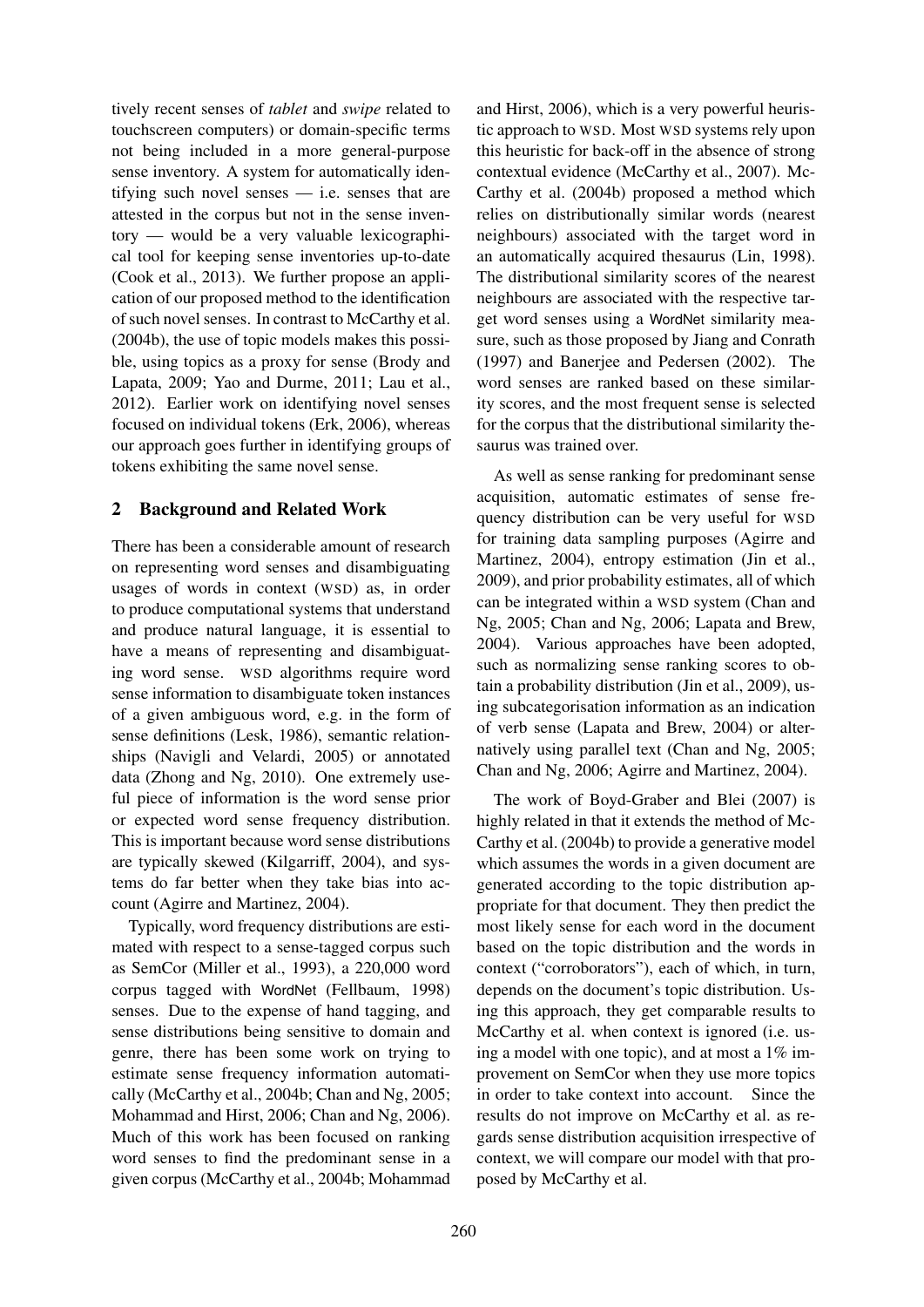tively recent senses of *tablet* and *swipe* related to touchscreen computers) or domain-specific terms not being included in a more general-purpose sense inventory. A system for automatically identifying such novel senses — i.e. senses that are attested in the corpus but not in the sense inventory — would be a very valuable lexicographical tool for keeping sense inventories up-to-date (Cook et al., 2013). We further propose an application of our proposed method to the identification of such novel senses. In contrast to McCarthy et al. (2004b), the use of topic models makes this possible, using topics as a proxy for sense (Brody and Lapata, 2009; Yao and Durme, 2011; Lau et al., 2012). Earlier work on identifying novel senses focused on individual tokens (Erk, 2006), whereas our approach goes further in identifying groups of tokens exhibiting the same novel sense.

## 2 Background and Related Work

There has been a considerable amount of research on representing word senses and disambiguating usages of words in context (WSD) as, in order to produce computational systems that understand and produce natural language, it is essential to have a means of representing and disambiguating word sense. WSD algorithms require word sense information to disambiguate token instances of a given ambiguous word, e.g. in the form of sense definitions (Lesk, 1986), semantic relationships (Navigli and Velardi, 2005) or annotated data (Zhong and Ng, 2010). One extremely useful piece of information is the word sense prior or expected word sense frequency distribution. This is important because word sense distributions are typically skewed (Kilgarriff, 2004), and systems do far better when they take bias into account (Agirre and Martinez, 2004).

Typically, word frequency distributions are estimated with respect to a sense-tagged corpus such as SemCor (Miller et al., 1993), a 220,000 word corpus tagged with WordNet (Fellbaum, 1998) senses. Due to the expense of hand tagging, and sense distributions being sensitive to domain and genre, there has been some work on trying to estimate sense frequency information automatically (McCarthy et al., 2004b; Chan and Ng, 2005; Mohammad and Hirst, 2006; Chan and Ng, 2006). Much of this work has been focused on ranking word senses to find the predominant sense in a given corpus (McCarthy et al., 2004b; Mohammad and Hirst, 2006), which is a very powerful heuristic approach to WSD. Most WSD systems rely upon this heuristic for back-off in the absence of strong contextual evidence (McCarthy et al., 2007). McCarthy et al. (2004b) proposed a method which relies on distributionally similar words (nearest neighbours) associated with the target word in an automatically acquired thesaurus (Lin, 1998). The distributional similarity scores of the nearest neighbours are associated with the respective target word senses using a WordNet similarity measure, such as those proposed by Jiang and Conrath (1997) and Banerjee and Pedersen (2002). The word senses are ranked based on these similarity scores, and the most frequent sense is selected for the corpus that the distributional similarity thesaurus was trained over.

As well as sense ranking for predominant sense acquisition, automatic estimates of sense frequency distribution can be very useful for WSD for training data sampling purposes (Agirre and Martinez, 2004), entropy estimation (Jin et al., 2009), and prior probability estimates, all of which can be integrated within a WSD system (Chan and Ng, 2005; Chan and Ng, 2006; Lapata and Brew, 2004). Various approaches have been adopted, such as normalizing sense ranking scores to obtain a probability distribution (Jin et al., 2009), using subcategorisation information as an indication of verb sense (Lapata and Brew, 2004) or alternatively using parallel text (Chan and Ng, 2005; Chan and Ng, 2006; Agirre and Martinez, 2004).

The work of Boyd-Graber and Blei (2007) is highly related in that it extends the method of McCarthy et al. (2004b) to provide a generative model which assumes the words in a given document are generated according to the topic distribution appropriate for that document. They then predict the most likely sense for each word in the document based on the topic distribution and the words in context ("corroborators"), each of which, in turn, depends on the document's topic distribution. Using this approach, they get comparable results to McCarthy et al. when context is ignored (i.e. using a model with one topic), and at most a 1% improvement on SemCor when they use more topics in order to take context into account. Since the results do not improve on McCarthy et al. as regards sense distribution acquisition irrespective of context, we will compare our model with that proposed by McCarthy et al.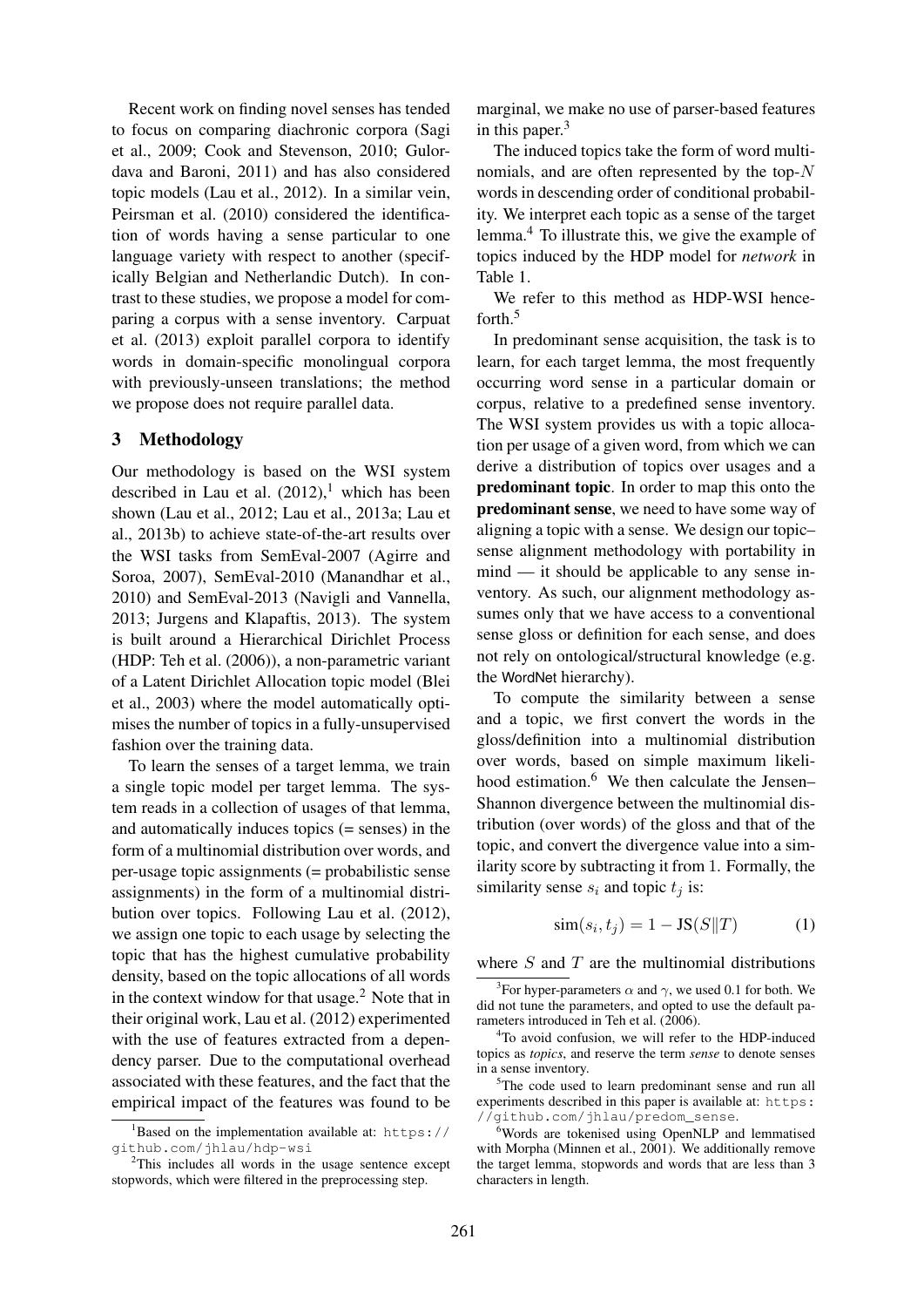Recent work on finding novel senses has tended to focus on comparing diachronic corpora (Sagi et al., 2009; Cook and Stevenson, 2010; Gulordava and Baroni, 2011) and has also considered topic models (Lau et al., 2012). In a similar vein, Peirsman et al. (2010) considered the identification of words having a sense particular to one language variety with respect to another (specifically Belgian and Netherlandic Dutch). In contrast to these studies, we propose a model for comparing a corpus with a sense inventory. Carpuat et al. (2013) exploit parallel corpora to identify words in domain-specific monolingual corpora with previously-unseen translations; the method we propose does not require parallel data.

## 3 Methodology

Our methodology is based on the WSI system described in Lau et al. (2012),[1] which has been shown (Lau et al., 2012; Lau et al., 2013a; Lau et al., 2013b) to achieve state-of-the-art results over the WSI tasks from SemEval-2007 (Agirre and Soroa, 2007), SemEval-2010 (Manandhar et al., 2010) and SemEval-2013 (Navigli and Vannella, 2013; Jurgens and Klapaftis, 2013). The system is built around a Hierarchical Dirichlet Process (HDP: Teh et al. (2006)), a non-parametric variant of a Latent Dirichlet Allocation topic model (Blei et al., 2003) where the model automatically optimises the number of topics in a fully-unsupervised fashion over the training data.

To learn the senses of a target lemma, we train a single topic model per target lemma. The system reads in a collection of usages of that lemma, and automatically induces topics (= senses) in the form of a multinomial distribution over words, and per-usage topic assignments (= probabilistic sense assignments) in the form of a multinomial distribution over topics. Following Lau et al. (2012), we assign one topic to each usage by selecting the topic that has the highest cumulative probability density, based on the topic allocations of all words in the context window for that usage.[2] Note that in their original work, Lau et al. (2012) experimented with the use of features extracted from a dependency parser. Due to the computational overhead associated with these features, and the fact that the empirical impact of the features was found to be marginal, we make no use of parser-based features in this paper.[3]

The induced topics take the form of word multinomials, and are often represented by the top-$N$ words in descending order of conditional probability. We interpret each topic as a sense of the target lemma.[4] To illustrate this, we give the example of topics induced by the HDP model for *network* in Table 1.

We refer to this method as HDP-WSI henceforth.[5]

In predominant sense acquisition, the task is to learn, for each target lemma, the most frequently occurring word sense in a particular domain or corpus, relative to a predefined sense inventory. The WSI system provides us with a topic allocation per usage of a given word, from which we can derive a distribution of topics over usages and a **predominant topic**. In order to map this onto the **predominant sense**, we need to have some way of aligning a topic with a sense. We design our topic–sense alignment methodology with portability in mind — it should be applicable to any sense inventory. As such, our alignment methodology assumes only that we have access to a conventional sense gloss or definition for each sense, and does not rely on ontological/structural knowledge (e.g. the WordNet hierarchy).

To compute the similarity between a sense and a topic, we first convert the words in the gloss/definition into a multinomial distribution over words, based on simple maximum likelihood estimation.[6] We then calculate the Jensen–Shannon divergence between the multinomial distribution (over words) of the gloss and that of the topic, and convert the divergence value into a similarity score by subtracting it from 1. Formally, the similarity sense $s_i$ and topic $t_j$ is:

$$\text{sim}(s_i, t_j) = 1 - \text{JS}(S \| T) \qquad (1)$$

where $S$ and $T$ are the multinomial distributions

[1] Based on the implementation available at: https://github.com/jhlau/hdp-wsi

[2] This includes all words in the usage sentence except stopwords, which were filtered in the preprocessing step.

[3] For hyper-parameters $\alpha$ and $\gamma$, we used 0.1 for both. We did not tune the parameters, and opted to use the default parameters introduced in Teh et al. (2006).

[4] To avoid confusion, we will refer to the HDP-induced topics as *topics*, and reserve the term *sense* to denote senses in a sense inventory.

[5] The code used to learn predominant sense and run all experiments described in this paper is available at: https://github.com/jhlau/predom_sense.

[6] Words are tokenised using OpenNLP and lemmatised with Morpha (Minnen et al., 2001). We additionally remove the target lemma, stopwords and words that are less than 3 characters in length.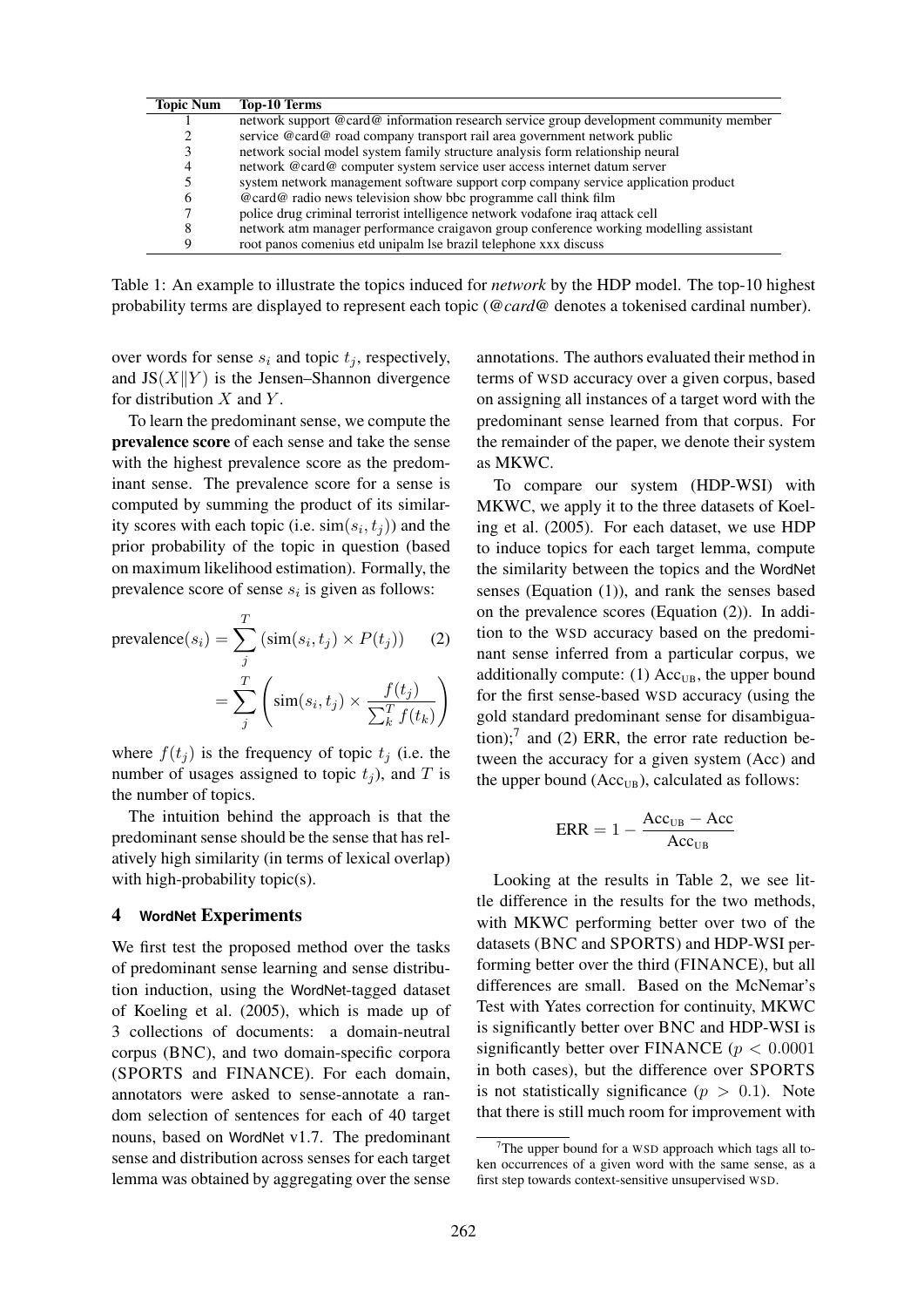| Topic Num | Top-10 Terms |
|---|---|
| 1 | network support @card@ information research service group development community member |
| 2 | service @card@ road company transport rail area government network public |
| 3 | network social model system family structure analysis form relationship neural |
| 4 | network @card@ computer system service user access internet datum server |
| 5 | system network management software support corp company service application product |
| 6 | @card@ radio news television show bbc programme call think film |
| 7 | police drug criminal terrorist intelligence network vodafone iraq attack cell |
| 8 | network atm manager performance craigavon group conference working modelling assistant |
| 9 | root panos comenius etd unipalm lse brazil telephone xxx discuss |

Table 1: An example to illustrate the topics induced for *network* by the HDP model. The top-10 highest probability terms are displayed to represent each topic (*@card@* denotes a tokenised cardinal number).

over words for sense $s_i$ and topic $t_j$, respectively, and $\text{JS}(X \| Y)$ is the Jensen–Shannon divergence for distribution $X$ and $Y$.

To learn the predominant sense, we compute the **prevalence score** of each sense and take the sense with the highest prevalence score as the predominant sense. The prevalence score for a sense is computed by summing the product of its similarity scores with each topic (i.e. $\text{sim}(s_i, t_j)$) and the prior probability of the topic in question (based on maximum likelihood estimation). Formally, the prevalence score of sense $s_i$ is given as follows:

$$\text{prevalence}(s_i) = \sum_{j}^{T} (\text{sim}(s_i, t_j) \times P(t_j)) \quad (2)$$
$$= \sum_{j}^{T} \left( \text{sim}(s_i, t_j) \times \frac{f(t_j)}{\sum_k^T f(t_k)} \right)$$

where $f(t_j)$ is the frequency of topic $t_j$ (i.e. the number of usages assigned to topic $t_j$), and $T$ is the number of topics.

The intuition behind the approach is that the predominant sense should be the sense that has relatively high similarity (in terms of lexical overlap) with high-probability topic(s).

## 4 WordNet Experiments

We first test the proposed method over the tasks of predominant sense learning and sense distribution induction, using the WordNet-tagged dataset of Koeling et al. (2005), which is made up of 3 collections of documents: a domain-neutral corpus (BNC), and two domain-specific corpora (SPORTS and FINANCE). For each domain, annotators were asked to sense-annotate a random selection of sentences for each of 40 target nouns, based on WordNet v1.7. The predominant sense and distribution across senses for each target lemma was obtained by aggregating over the sense annotations. The authors evaluated their method in terms of WSD accuracy over a given corpus, based on assigning all instances of a target word with the predominant sense learned from that corpus. For the remainder of the paper, we denote their system as MKWC.

To compare our system (HDP-WSI) with MKWC, we apply it to the three datasets of Koeling et al. (2005). For each dataset, we use HDP to induce topics for each target lemma, compute the similarity between the topics and the WordNet senses (Equation (1)), and rank the senses based on the prevalence scores (Equation (2)). In addition to the WSD accuracy based on the predominant sense inferred from a particular corpus, we additionally compute: (1) $\text{Acc}_{\text{UB}}$, the upper bound for the first sense-based WSD accuracy (using the gold standard predominant sense for disambiguation);[7] and (2) ERR, the error rate reduction between the accuracy for a given system (Acc) and the upper bound ($\text{Acc}_{\text{UB}}$), calculated as follows:

$$\text{ERR} = 1 - \frac{\text{Acc}_{\text{UB}} - \text{Acc}}{\text{Acc}_{\text{UB}}}$$

Looking at the results in Table 2, we see little difference in the results for the two methods, with MKWC performing better over two of the datasets (BNC and SPORTS) and HDP-WSI performing better over the third (FINANCE), but all differences are small. Based on the McNemar's Test with Yates correction for continuity, MKWC is significantly better over BNC and HDP-WSI is significantly better over FINANCE ($p < 0.0001$ in both cases), but the difference over SPORTS is not statistically significance ($p > 0.1$). Note that there is still much room for improvement with

[7] The upper bound for a WSD approach which tags all token occurrences of a given word with the same sense, as a first step towards context-sensitive unsupervised WSD.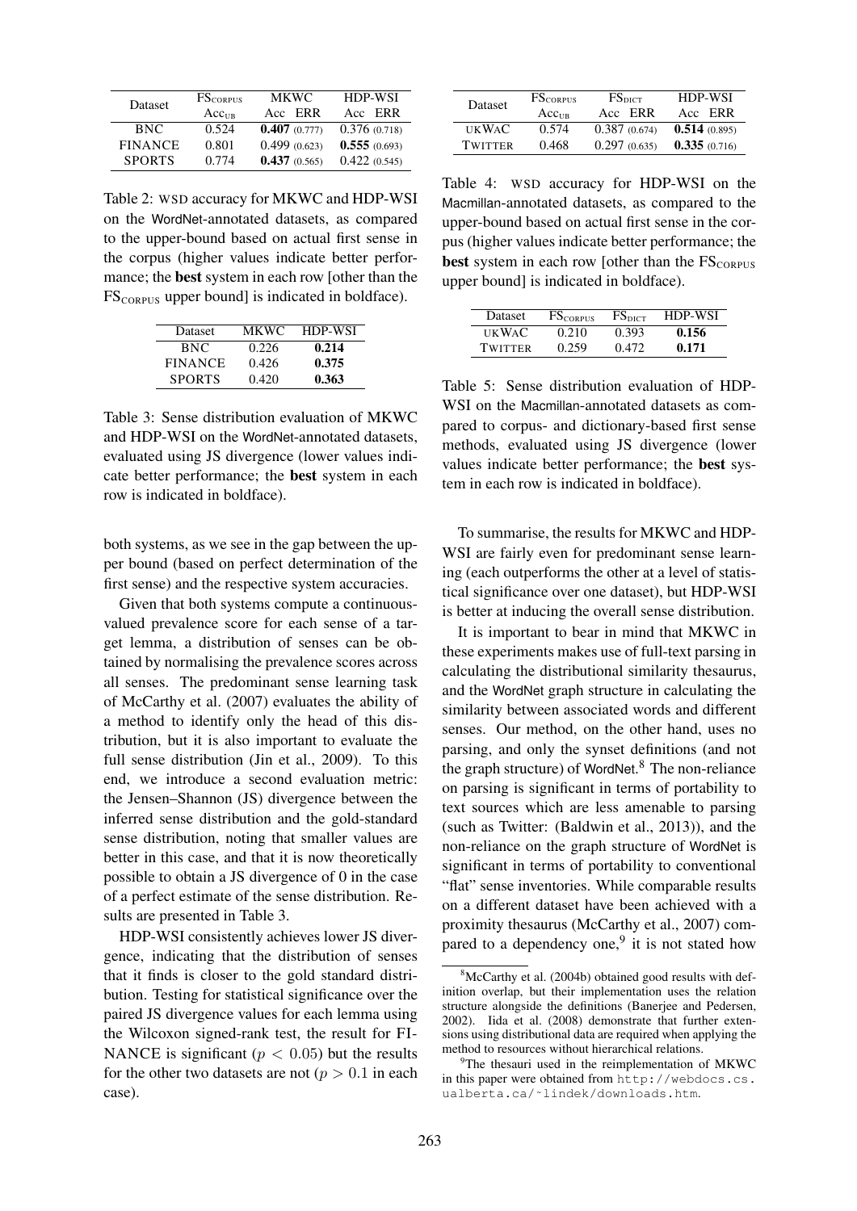| Dataset | $FS_{CORPUS}$ | MKWC | | HDP-WSI | |
|---|---|---|---|---|---|
| | $Acc_{UB}$ | Acc | ERR | Acc | ERR |
| BNC | 0.524 | **0.407** | (0.777) | 0.376 | (0.718) |
| FINANCE | 0.801 | 0.499 | (0.623) | **0.555** | (0.693) |
| SPORTS | 0.774 | **0.437** | (0.565) | 0.422 | (0.545) |

Table 2: WSD accuracy for MKWC and HDP-WSI on the WordNet-annotated datasets, as compared to the upper-bound based on actual first sense in the corpus (higher values indicate better performance; the **best** system in each row [other than the $FS_{CORPUS}$ upper bound] is indicated in boldface).

| Dataset | MKWC | HDP-WSI |
|---|---|---|
| BNC | 0.226 | **0.214** |
| FINANCE | 0.426 | **0.375** |
| SPORTS | 0.420 | **0.363** |

Table 3: Sense distribution evaluation of MKWC and HDP-WSI on the WordNet-annotated datasets, evaluated using JS divergence (lower values indicate better performance; the **best** system in each row is indicated in boldface).

both systems, as we see in the gap between the upper bound (based on perfect determination of the first sense) and the respective system accuracies.

Given that both systems compute a continuous-valued prevalence score for each sense of a target lemma, a distribution of senses can be obtained by normalising the prevalence scores across all senses. The predominant sense learning task of McCarthy et al. (2007) evaluates the ability of a method to identify only the head of this distribution, but it is also important to evaluate the full sense distribution (Jin et al., 2009). To this end, we introduce a second evaluation metric: the Jensen–Shannon (JS) divergence between the inferred sense distribution and the gold-standard sense distribution, noting that smaller values are better in this case, and that it is now theoretically possible to obtain a JS divergence of 0 in the case of a perfect estimate of the sense distribution. Results are presented in Table 3.

HDP-WSI consistently achieves lower JS divergence, indicating that the distribution of senses that it finds is closer to the gold standard distribution. Testing for statistical significance over the paired JS divergence values for each lemma using the Wilcoxon signed-rank test, the result for FINANCE is significant ($p < 0.05$) but the results for the other two datasets are not ($p > 0.1$ in each case).

| Dataset | $FS_{CORPUS}$ | $FS_{DICT}$ | | HDP-WSI | |
|---|---|---|---|---|---|
| | $Acc_{UB}$ | Acc | ERR | Acc | ERR |
| UKWAC | 0.574 | 0.387 | (0.674) | **0.514** | (0.895) |
| TWITTER | 0.468 | 0.297 | (0.635) | **0.335** | (0.716) |

Table 4: WSD accuracy for HDP-WSI on the Macmillan-annotated datasets, as compared to the upper-bound based on actual first sense in the corpus (higher values indicate better performance; the **best** system in each row [other than the $FS_{CORPUS}$ upper bound] is indicated in boldface).

| Dataset | $FS_{CORPUS}$ | $FS_{DICT}$ | HDP-WSI |
|---|---|---|---|
| UKWAC | 0.210 | 0.393 | **0.156** |
| TWITTER | 0.259 | 0.472 | **0.171** |

Table 5: Sense distribution evaluation of HDP-WSI on the Macmillan-annotated datasets as compared to corpus- and dictionary-based first sense methods, evaluated using JS divergence (lower values indicate better performance; the **best** system in each row is indicated in boldface).

To summarise, the results for MKWC and HDP-WSI are fairly even for predominant sense learning (each outperforms the other at a level of statistical significance over one dataset), but HDP-WSI is better at inducing the overall sense distribution.

It is important to bear in mind that MKWC in these experiments makes use of full-text parsing in calculating the distributional similarity thesaurus, and the WordNet graph structure in calculating the similarity between associated words and different senses. Our method, on the other hand, uses no parsing, and only the synset definitions (and not the graph structure) of WordNet.[8] The non-reliance on parsing is significant in terms of portability to text sources which are less amenable to parsing (such as Twitter: (Baldwin et al., 2013)), and the non-reliance on the graph structure of WordNet is significant in terms of portability to conventional "flat" sense inventories. While comparable results on a different dataset have been achieved with a proximity thesaurus (McCarthy et al., 2007) compared to a dependency one,[9] it is not stated how

[8] McCarthy et al. (2004b) obtained good results with definition overlap, but their implementation uses the relation structure alongside the definitions (Banerjee and Pedersen, 2002). Iida et al. (2008) demonstrate that further extensions using distributional data are required when applying the method to resources without hierarchical relations.

[9] The thesauri used in the reimplementation of MKWC in this paper were obtained from http://webdocs.cs.ualberta.ca/~lindek/downloads.htm.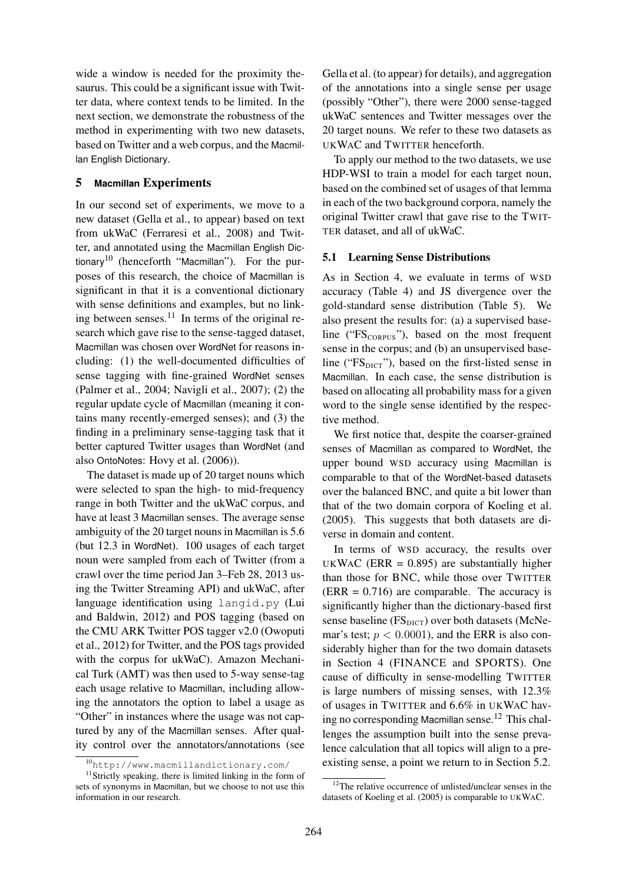wide a window is needed for the proximity thesaurus. This could be a significant issue with Twitter data, where context tends to be limited. In the next section, we demonstrate the robustness of the method in experimenting with two new datasets, based on Twitter and a web corpus, and the Macmillan English Dictionary.

## 5 Macmillan Experiments

In our second set of experiments, we move to a new dataset (Gella et al., to appear) based on text from ukWaC (Ferraresi et al., 2008) and Twitter, and annotated using the Macmillan English Dictionary[10] (henceforth "Macmillan"). For the purposes of this research, the choice of Macmillan is significant in that it is a conventional dictionary with sense definitions and examples, but no linking between senses.[11] In terms of the original research which gave rise to the sense-tagged dataset, Macmillan was chosen over WordNet for reasons including: (1) the well-documented difficulties of sense tagging with fine-grained WordNet senses (Palmer et al., 2004; Navigli et al., 2007); (2) the regular update cycle of Macmillan (meaning it contains many recently-emerged senses); and (3) the finding in a preliminary sense-tagging task that it better captured Twitter usages than WordNet (and also OntoNotes: Hovy et al. (2006)).

The dataset is made up of 20 target nouns which were selected to span the high- to mid-frequency range in both Twitter and the ukWaC corpus, and have at least 3 Macmillan senses. The average sense ambiguity of the 20 target nouns in Macmillan is 5.6 (but 12.3 in WordNet). 100 usages of each target noun were sampled from each of Twitter (from a crawl over the time period Jan 3–Feb 28, 2013 using the Twitter Streaming API) and ukWaC, after language identification using `langid.py` (Lui and Baldwin, 2012) and POS tagging (based on the CMU ARK Twitter POS tagger v2.0 (Owoputi et al., 2012) for Twitter, and the POS tags provided with the corpus for ukWaC). Amazon Mechanical Turk (AMT) was then used to 5-way sense-tag each usage relative to Macmillan, including allowing the annotators the option to label a usage as "Other" in instances where the usage was not captured by any of the Macmillan senses. After quality control over the annotators/annotations (see Gella et al. (to appear) for details), and aggregation of the annotations into a single sense per usage (possibly "Other"), there were 2000 sense-tagged ukWaC sentences and Twitter messages over the 20 target nouns. We refer to these two datasets as UKWAC and TWITTER henceforth.

To apply our method to the two datasets, we use HDP-WSI to train a model for each target noun, based on the combined set of usages of that lemma in each of the two background corpora, namely the original Twitter crawl that gave rise to the TWITTER dataset, and all of ukWaC.

### 5.1 Learning Sense Distributions

As in Section 4, we evaluate in terms of WSD accuracy (Table 4) and JS divergence over the gold-standard sense distribution (Table 5). We also present the results for: (a) a supervised baseline ("$\text{FS}_{\text{CORPUS}}$"), based on the most frequent sense in the corpus; and (b) an unsupervised baseline ("$\text{FS}_{\text{DICT}}$"), based on the first-listed sense in Macmillan. In each case, the sense distribution is based on allocating all probability mass for a given word to the single sense identified by the respective method.

We first notice that, despite the coarser-grained senses of Macmillan as compared to WordNet, the upper bound WSD accuracy using Macmillan is comparable to that of the WordNet-based datasets over the balanced BNC, and quite a bit lower than that of the two domain corpora of Koeling et al. (2005). This suggests that both datasets are diverse in domain and content.

In terms of WSD accuracy, the results over UKWAC (ERR = 0.895) are substantially higher than those for BNC, while those over TWITTER (ERR = 0.716) are comparable. The accuracy is significantly higher than the dictionary-based first sense baseline ($\text{FS}_{\text{DICT}}$) over both datasets (McNemar's test; $p < 0.0001$), and the ERR is also considerably higher than for the two domain datasets in Section 4 (FINANCE and SPORTS). One cause of difficulty in sense-modelling TWITTER is large numbers of missing senses, with 12.3% of usages in TWITTER and 6.6% in UKWAC having no corresponding Macmillan sense.[12] This challenges the assumption built into the sense prevalence calculation that all topics will align to a pre-existing sense, a point we return to in Section 5.2.

[10] http://www.macmillandictionary.com/

[11] Strictly speaking, there is limited linking in the form of sets of synonyms in Macmillan, but we choose to not use this information in our research.

[12] The relative occurrence of unlisted/unclear senses in the datasets of Koeling et al. (2005) is comparable to UKWAC.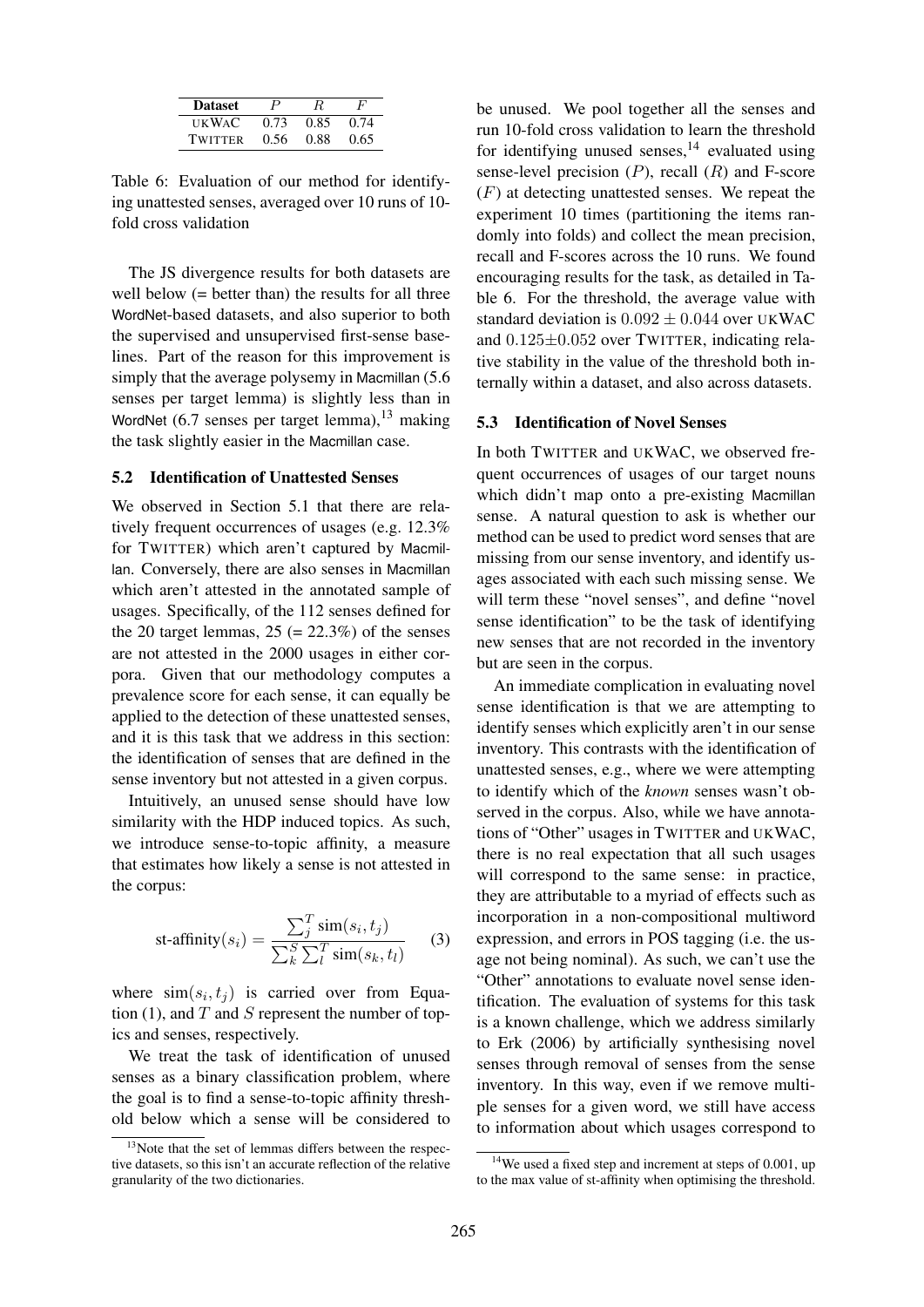| Dataset | $P$ | $R$ | $F$ |
|---|---|---|---|
| UKWAC | 0.73 | 0.85 | 0.74 |
| TWITTER | 0.56 | 0.88 | 0.65 |

Table 6: Evaluation of our method for identifying unattested senses, averaged over 10 runs of 10-fold cross validation

The JS divergence results for both datasets are well below (= better than) the results for all three WordNet-based datasets, and also superior to both the supervised and unsupervised first-sense baselines. Part of the reason for this improvement is simply that the average polysemy in Macmillan (5.6 senses per target lemma) is slightly less than in WordNet (6.7 senses per target lemma),[13] making the task slightly easier in the Macmillan case.

### 5.2 Identification of Unattested Senses

We observed in Section 5.1 that there are relatively frequent occurrences of usages (e.g. 12.3% for TWITTER) which aren't captured by Macmillan. Conversely, there are also senses in Macmillan which aren't attested in the annotated sample of usages. Specifically, of the 112 senses defined for the 20 target lemmas, 25 (= 22.3%) of the senses are not attested in the 2000 usages in either corpora. Given that our methodology computes a prevalence score for each sense, it can equally be applied to the detection of these unattested senses, and it is this task that we address in this section: the identification of senses that are defined in the sense inventory but not attested in a given corpus.

Intuitively, an unused sense should have low similarity with the HDP induced topics. As such, we introduce sense-to-topic affinity, a measure that estimates how likely a sense is not attested in the corpus:

$$\text{st-affinity}(s_i) = \frac{\sum_j^T \text{sim}(s_i, t_j)}{\sum_k^S \sum_l^T \text{sim}(s_k, t_l)} \quad (3)$$

where $\text{sim}(s_i, t_j)$ is carried over from Equation (1), and $T$ and $S$ represent the number of topics and senses, respectively.

We treat the task of identification of unused senses as a binary classification problem, where the goal is to find a sense-to-topic affinity threshold below which a sense will be considered to be unused. We pool together all the senses and run 10-fold cross validation to learn the threshold for identifying unused senses,[14] evaluated using sense-level precision ($P$), recall ($R$) and F-score ($F$) at detecting unattested senses. We repeat the experiment 10 times (partitioning the items randomly into folds) and collect the mean precision, recall and F-scores across the 10 runs. We found encouraging results for the task, as detailed in Table 6. For the threshold, the average value with standard deviation is $0.092 \pm 0.044$ over UKWAC and $0.125 \pm 0.052$ over TWITTER, indicating relative stability in the value of the threshold both internally within a dataset, and also across datasets.

### 5.3 Identification of Novel Senses

In both TWITTER and UKWAC, we observed frequent occurrences of usages of our target nouns which didn't map onto a pre-existing Macmillan sense. A natural question to ask is whether our method can be used to predict word senses that are missing from our sense inventory, and identify usages associated with each such missing sense. We will term these "novel senses", and define "novel sense identification" to be the task of identifying new senses that are not recorded in the inventory but are seen in the corpus.

An immediate complication in evaluating novel sense identification is that we are attempting to identify senses which explicitly aren't in our sense inventory. This contrasts with the identification of unattested senses, e.g., where we were attempting to identify which of the *known* senses wasn't observed in the corpus. Also, while we have annotations of "Other" usages in TWITTER and UKWAC, there is no real expectation that all such usages will correspond to the same sense: in practice, they are attributable to a myriad of effects such as incorporation in a non-compositional multiword expression, and errors in POS tagging (i.e. the usage not being nominal). As such, we can't use the "Other" annotations to evaluate novel sense identification. The evaluation of systems for this task is a known challenge, which we address similarly to Erk (2006) by artificially synthesising novel senses through removal of senses from the sense inventory. In this way, even if we remove multiple senses for a given word, we still have access to information about which usages correspond to

[13] Note that the set of lemmas differs between the respective datasets, so this isn't an accurate reflection of the relative granularity of the two dictionaries.

[14] We used a fixed step and increment at steps of 0.001, up to the max value of st-affinity when optimising the threshold.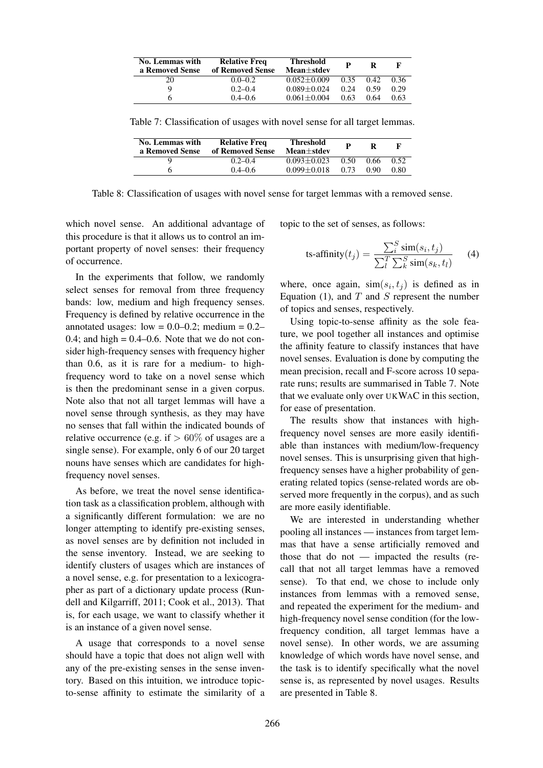| No. Lemmas with a Removed Sense | Relative Freq of Removed Sense | Threshold Mean±stdev | P | R | F |
|---|---|---|---|---|---|
| 20 | 0.0–0.2 | 0.052±0.009 | 0.35 | 0.42 | 0.36 |
| 9 | 0.2–0.4 | 0.089±0.024 | 0.24 | 0.59 | 0.29 |
| 6 | 0.4–0.6 | 0.061±0.004 | 0.63 | 0.64 | 0.63 |

Table 7: Classification of usages with novel sense for all target lemmas.

| No. Lemmas with a Removed Sense | Relative Freq of Removed Sense | Threshold Mean±stdev | P | R | F |
|---|---|---|---|---|---|
| 9 | 0.2–0.4 | 0.093±0.023 | 0.50 | 0.66 | 0.52 |
| 6 | 0.4–0.6 | 0.099±0.018 | 0.73 | 0.90 | 0.80 |

Table 8: Classification of usages with novel sense for target lemmas with a removed sense.

which novel sense. An additional advantage of this procedure is that it allows us to control an important property of novel senses: their frequency of occurrence.

In the experiments that follow, we randomly select senses for removal from three frequency bands: low, medium and high frequency senses. Frequency is defined by relative occurrence in the annotated usages: low = 0.0–0.2; medium = 0.2–0.4; and high = 0.4–0.6. Note that we do not consider high-frequency senses with frequency higher than 0.6, as it is rare for a medium- to high-frequency word to take on a novel sense which is then the predominant sense in a given corpus. Note also that not all target lemmas will have a novel sense through synthesis, as they may have no senses that fall within the indicated bounds of relative occurrence (e.g. if $> 60\%$ of usages are a single sense). For example, only 6 of our 20 target nouns have senses which are candidates for high-frequency novel senses.

As before, we treat the novel sense identification task as a classification problem, although with a significantly different formulation: we are no longer attempting to identify pre-existing senses, as novel senses are by definition not included in the sense inventory. Instead, we are seeking to identify clusters of usages which are instances of a novel sense, e.g. for presentation to a lexicographer as part of a dictionary update process (Rundell and Kilgarriff, 2011; Cook et al., 2013). That is, for each usage, we want to classify whether it is an instance of a given novel sense.

A usage that corresponds to a novel sense should have a topic that does not align well with any of the pre-existing senses in the sense inventory. Based on this intuition, we introduce topic-to-sense affinity to estimate the similarity of a topic to the set of senses, as follows:

$$\text{ts-affinity}(t_j) = \frac{\sum_i^S \text{sim}(s_i, t_j)}{\sum_l^T \sum_k^S \text{sim}(s_k, t_l)} \quad (4)$$

where, once again, $\text{sim}(s_i, t_j)$ is defined as in Equation (1), and $T$ and $S$ represent the number of topics and senses, respectively.

Using topic-to-sense affinity as the sole feature, we pool together all instances and optimise the affinity feature to classify instances that have novel senses. Evaluation is done by computing the mean precision, recall and F-score across 10 separate runs; results are summarised in Table 7. Note that we evaluate only over UKWAC in this section, for ease of presentation.

The results show that instances with high-frequency novel senses are more easily identifiable than instances with medium/low-frequency novel senses. This is unsurprising given that high-frequency senses have a higher probability of generating related topics (sense-related words are observed more frequently in the corpus), and as such are more easily identifiable.

We are interested in understanding whether pooling all instances — instances from target lemmas that have a sense artificially removed and those that do not — impacted the results (recall that not all target lemmas have a removed sense). To that end, we chose to include only instances from lemmas with a removed sense, and repeated the experiment for the medium- and high-frequency novel sense condition (for the low-frequency condition, all target lemmas have a novel sense). In other words, we are assuming knowledge of which words have novel sense, and the task is to identify specifically what the novel sense is, as represented by novel usages. Results are presented in Table 8.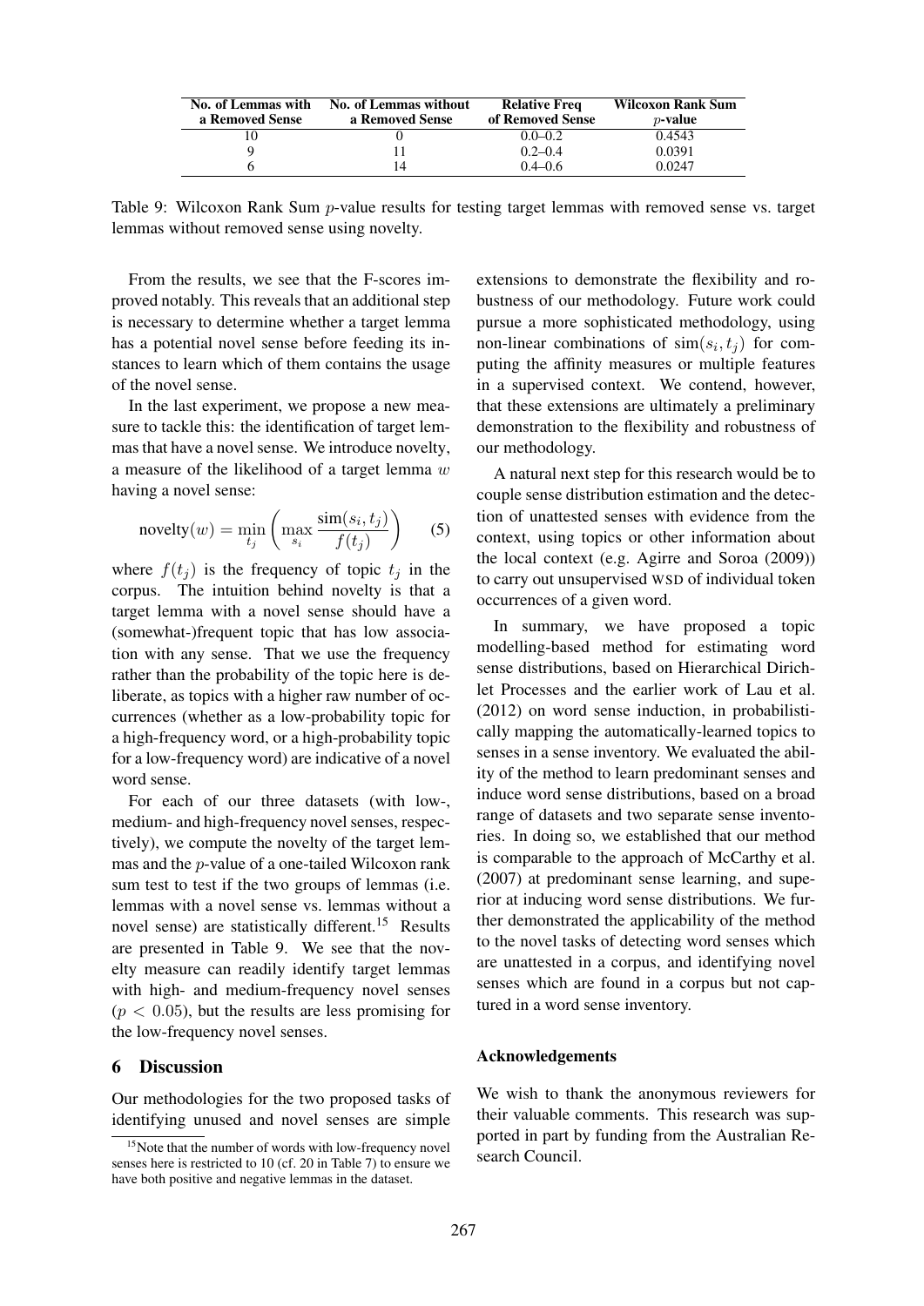| No. of Lemmas with a Removed Sense | No. of Lemmas without a Removed Sense | Relative Freq of Removed Sense | Wilcoxon Rank Sum $p$-value |
|---|---|---|---|
| 10 | 0 | 0.0–0.2 | 0.4543 |
| 9 | 11 | 0.2–0.4 | 0.0391 |
| 6 | 14 | 0.4–0.6 | 0.0247 |

Table 9: Wilcoxon Rank Sum $p$-value results for testing target lemmas with removed sense vs. target lemmas without removed sense using novelty.

From the results, we see that the F-scores improved notably. This reveals that an additional step is necessary to determine whether a target lemma has a potential novel sense before feeding its instances to learn which of them contains the usage of the novel sense.

In the last experiment, we propose a new measure to tackle this: the identification of target lemmas that have a novel sense. We introduce novelty, a measure of the likelihood of a target lemma $w$ having a novel sense:

$$\text{novelty}(w) = \min_{t_j} \left( \max_{s_i} \frac{\text{sim}(s_i, t_j)}{f(t_j)} \right) \quad (5)$$

where $f(t_j)$ is the frequency of topic $t_j$ in the corpus. The intuition behind novelty is that a target lemma with a novel sense should have a (somewhat-)frequent topic that has low association with any sense. That we use the frequency rather than the probability of the topic here is deliberate, as topics with a higher raw number of occurrences (whether as a low-probability topic for a high-frequency word, or a high-probability topic for a low-frequency word) are indicative of a novel word sense.

For each of our three datasets (with low-, medium- and high-frequency novel senses, respectively), we compute the novelty of the target lemmas and the $p$-value of a one-tailed Wilcoxon rank sum test to test if the two groups of lemmas (i.e. lemmas with a novel sense vs. lemmas without a novel sense) are statistically different.[15] Results are presented in Table 9. We see that the novelty measure can readily identify target lemmas with high- and medium-frequency novel senses ($p < 0.05$), but the results are less promising for the low-frequency novel senses.

## 6 Discussion

Our methodologies for the two proposed tasks of identifying unused and novel senses are simple extensions to demonstrate the flexibility and robustness of our methodology. Future work could pursue a more sophisticated methodology, using non-linear combinations of $\text{sim}(s_i, t_j)$ for computing the affinity measures or multiple features in a supervised context. We contend, however, that these extensions are ultimately a preliminary demonstration to the flexibility and robustness of our methodology.

A natural next step for this research would be to couple sense distribution estimation and the detection of unattested senses with evidence from the context, using topics or other information about the local context (e.g. Agirre and Soroa (2009)) to carry out unsupervised WSD of individual token occurrences of a given word.

In summary, we have proposed a topic modelling-based method for estimating word sense distributions, based on Hierarchical Dirichlet Processes and the earlier work of Lau et al. (2012) on word sense induction, in probabilistically mapping the automatically-learned topics to senses in a sense inventory. We evaluated the ability of the method to learn predominant senses and induce word sense distributions, based on a broad range of datasets and two separate sense inventories. In doing so, we established that our method is comparable to the approach of McCarthy et al. (2007) at predominant sense learning, and superior at inducing word sense distributions. We further demonstrated the applicability of the method to the novel tasks of detecting word senses which are unattested in a corpus, and identifying novel senses which are found in a corpus but not captured in a word sense inventory.

### Acknowledgements

We wish to thank the anonymous reviewers for their valuable comments. This research was supported in part by funding from the Australian Research Council.

[15] Note that the number of words with low-frequency novel senses here is restricted to 10 (cf. 20 in Table 7) to ensure we have both positive and negative lemmas in the dataset.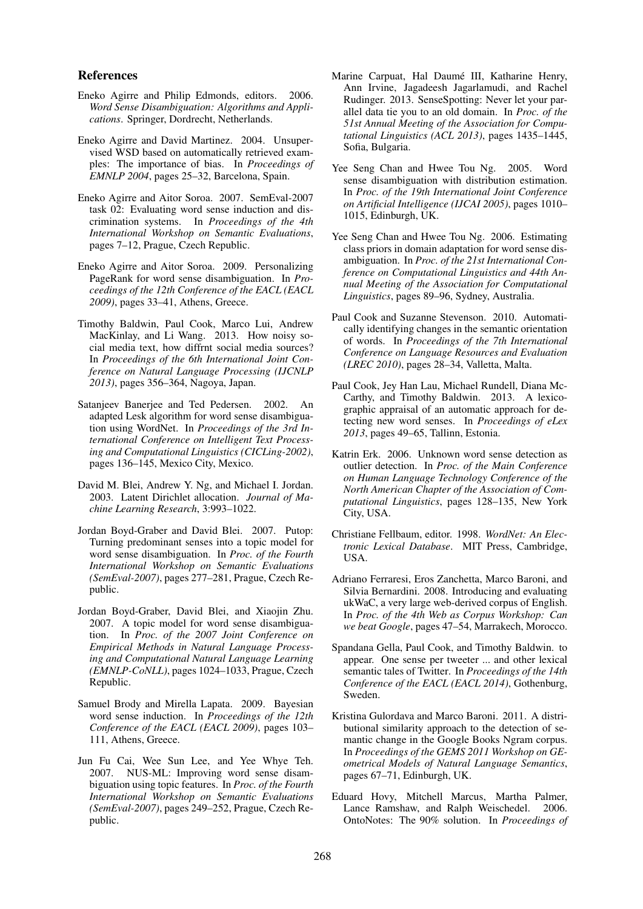## References

Eneko Agirre and Philip Edmonds, editors. 2006. *Word Sense Disambiguation: Algorithms and Applications*. Springer, Dordrecht, Netherlands.

Eneko Agirre and David Martinez. 2004. Unsupervised WSD based on automatically retrieved examples: The importance of bias. In *Proceedings of EMNLP 2004*, pages 25–32, Barcelona, Spain.

Eneko Agirre and Aitor Soroa. 2007. SemEval-2007 task 02: Evaluating word sense induction and discrimination systems. In *Proceedings of the 4th International Workshop on Semantic Evaluations*, pages 7–12, Prague, Czech Republic.

Eneko Agirre and Aitor Soroa. 2009. Personalizing PageRank for word sense disambiguation. In *Proceedings of the 12th Conference of the EACL (EACL 2009)*, pages 33–41, Athens, Greece.

Timothy Baldwin, Paul Cook, Marco Lui, Andrew MacKinlay, and Li Wang. 2013. How noisy social media text, how diffrnt social media sources? In *Proceedings of the 6th International Joint Conference on Natural Language Processing (IJCNLP 2013)*, pages 356–364, Nagoya, Japan.

Satanjeev Banerjee and Ted Pedersen. 2002. An adapted Lesk algorithm for word sense disambiguation using WordNet. In *Proceedings of the 3rd International Conference on Intelligent Text Processing and Computational Linguistics (CICLing-2002)*, pages 136–145, Mexico City, Mexico.

David M. Blei, Andrew Y. Ng, and Michael I. Jordan. 2003. Latent Dirichlet allocation. *Journal of Machine Learning Research*, 3:993–1022.

Jordan Boyd-Graber and David Blei. 2007. Putop: Turning predominant senses into a topic model for word sense disambiguation. In *Proc. of the Fourth International Workshop on Semantic Evaluations (SemEval-2007)*, pages 277–281, Prague, Czech Republic.

Jordan Boyd-Graber, David Blei, and Xiaojin Zhu. 2007. A topic model for word sense disambiguation. In *Proc. of the 2007 Joint Conference on Empirical Methods in Natural Language Processing and Computational Natural Language Learning (EMNLP-CoNLL)*, pages 1024–1033, Prague, Czech Republic.

Samuel Brody and Mirella Lapata. 2009. Bayesian word sense induction. In *Proceedings of the 12th Conference of the EACL (EACL 2009)*, pages 103–111, Athens, Greece.

Jun Fu Cai, Wee Sun Lee, and Yee Whye Teh. 2007. NUS-ML: Improving word sense disambiguation using topic features. In *Proc. of the Fourth International Workshop on Semantic Evaluations (SemEval-2007)*, pages 249–252, Prague, Czech Republic.

Marine Carpuat, Hal Daumé III, Katharine Henry, Ann Irvine, Jagadeesh Jagarlamudi, and Rachel Rudinger. 2013. SenseSpotting: Never let your parallel data tie you to an old domain. In *Proc. of the 51st Annual Meeting of the Association for Computational Linguistics (ACL 2013)*, pages 1435–1445, Sofia, Bulgaria.

Yee Seng Chan and Hwee Tou Ng. 2005. Word sense disambiguation with distribution estimation. In *Proc. of the 19th International Joint Conference on Artificial Intelligence (IJCAI 2005)*, pages 1010–1015, Edinburgh, UK.

Yee Seng Chan and Hwee Tou Ng. 2006. Estimating class priors in domain adaptation for word sense disambiguation. In *Proc. of the 21st International Conference on Computational Linguistics and 44th Annual Meeting of the Association for Computational Linguistics*, pages 89–96, Sydney, Australia.

Paul Cook and Suzanne Stevenson. 2010. Automatically identifying changes in the semantic orientation of words. In *Proceedings of the 7th International Conference on Language Resources and Evaluation (LREC 2010)*, pages 28–34, Valletta, Malta.

Paul Cook, Jey Han Lau, Michael Rundell, Diana McCarthy, and Timothy Baldwin. 2013. A lexicographic appraisal of an automatic approach for detecting new word senses. In *Proceedings of eLex 2013*, pages 49–65, Tallinn, Estonia.

Katrin Erk. 2006. Unknown word sense detection as outlier detection. In *Proc. of the Main Conference on Human Language Technology Conference of the North American Chapter of the Association of Computational Linguistics*, pages 128–135, New York City, USA.

Christiane Fellbaum, editor. 1998. *WordNet: An Electronic Lexical Database*. MIT Press, Cambridge, USA.

Adriano Ferraresi, Eros Zanchetta, Marco Baroni, and Silvia Bernardini. 2008. Introducing and evaluating ukWaC, a very large web-derived corpus of English. In *Proc. of the 4th Web as Corpus Workshop: Can we beat Google*, pages 47–54, Marrakech, Morocco.

Spandana Gella, Paul Cook, and Timothy Baldwin. to appear. One sense per tweeter ... and other lexical semantic tales of Twitter. In *Proceedings of the 14th Conference of the EACL (EACL 2014)*, Gothenburg, Sweden.

Kristina Gulordava and Marco Baroni. 2011. A distributional similarity approach to the detection of semantic change in the Google Books Ngram corpus. In *Proceedings of the GEMS 2011 Workshop on GEometrical Models of Natural Language Semantics*, pages 67–71, Edinburgh, UK.

Eduard Hovy, Mitchell Marcus, Martha Palmer, Lance Ramshaw, and Ralph Weischedel. 2006. OntoNotes: The 90% solution. In *Proceedings of*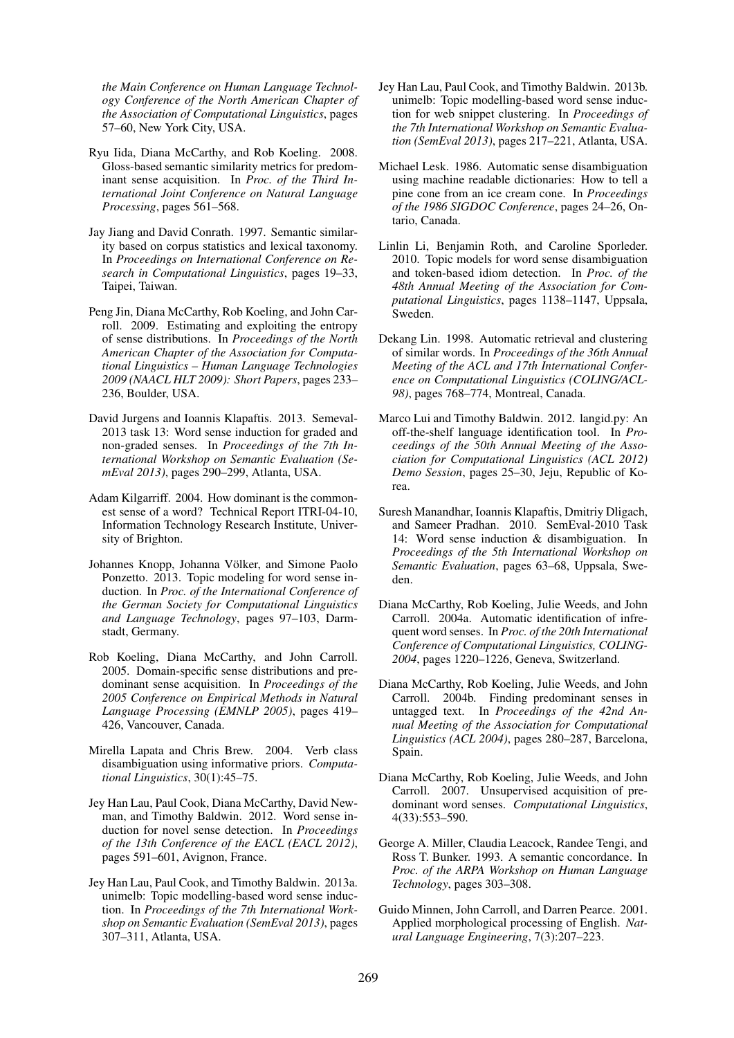*the Main Conference on Human Language Technology Conference of the North American Chapter of the Association of Computational Linguistics*, pages 57–60, New York City, USA.

Ryu Iida, Diana McCarthy, and Rob Koeling. 2008. Gloss-based semantic similarity metrics for predominant sense acquisition. In *Proc. of the Third International Joint Conference on Natural Language Processing*, pages 561–568.

Jay Jiang and David Conrath. 1997. Semantic similarity based on corpus statistics and lexical taxonomy. In *Proceedings on International Conference on Research in Computational Linguistics*, pages 19–33, Taipei, Taiwan.

Peng Jin, Diana McCarthy, Rob Koeling, and John Carroll. 2009. Estimating and exploiting the entropy of sense distributions. In *Proceedings of the North American Chapter of the Association for Computational Linguistics – Human Language Technologies 2009 (NAACL HLT 2009): Short Papers*, pages 233–236, Boulder, USA.

David Jurgens and Ioannis Klapaftis. 2013. Semeval-2013 task 13: Word sense induction for graded and non-graded senses. In *Proceedings of the 7th International Workshop on Semantic Evaluation (SemEval 2013)*, pages 290–299, Atlanta, USA.

Adam Kilgarriff. 2004. How dominant is the commonest sense of a word? Technical Report ITRI-04-10, Information Technology Research Institute, University of Brighton.

Johannes Knopp, Johanna Völker, and Simone Paolo Ponzetto. 2013. Topic modeling for word sense induction. In *Proc. of the International Conference of the German Society for Computational Linguistics and Language Technology*, pages 97–103, Darmstadt, Germany.

Rob Koeling, Diana McCarthy, and John Carroll. 2005. Domain-specific sense distributions and predominant sense acquisition. In *Proceedings of the 2005 Conference on Empirical Methods in Natural Language Processing (EMNLP 2005)*, pages 419–426, Vancouver, Canada.

Mirella Lapata and Chris Brew. 2004. Verb class disambiguation using informative priors. *Computational Linguistics*, 30(1):45–75.

Jey Han Lau, Paul Cook, Diana McCarthy, David Newman, and Timothy Baldwin. 2012. Word sense induction for novel sense detection. In *Proceedings of the 13th Conference of the EACL (EACL 2012)*, pages 591–601, Avignon, France.

Jey Han Lau, Paul Cook, and Timothy Baldwin. 2013a. unimelb: Topic modelling-based word sense induction. In *Proceedings of the 7th International Workshop on Semantic Evaluation (SemEval 2013)*, pages 307–311, Atlanta, USA.

Jey Han Lau, Paul Cook, and Timothy Baldwin. 2013b. unimelb: Topic modelling-based word sense induction for web snippet clustering. In *Proceedings of the 7th International Workshop on Semantic Evaluation (SemEval 2013)*, pages 217–221, Atlanta, USA.

Michael Lesk. 1986. Automatic sense disambiguation using machine readable dictionaries: How to tell a pine cone from an ice cream cone. In *Proceedings of the 1986 SIGDOC Conference*, pages 24–26, Ontario, Canada.

Linlin Li, Benjamin Roth, and Caroline Sporleder. 2010. Topic models for word sense disambiguation and token-based idiom detection. In *Proc. of the 48th Annual Meeting of the Association for Computational Linguistics*, pages 1138–1147, Uppsala, Sweden.

Dekang Lin. 1998. Automatic retrieval and clustering of similar words. In *Proceedings of the 36th Annual Meeting of the ACL and 17th International Conference on Computational Linguistics (COLING/ACL-98)*, pages 768–774, Montreal, Canada.

Marco Lui and Timothy Baldwin. 2012. langid.py: An off-the-shelf language identification tool. In *Proceedings of the 50th Annual Meeting of the Association for Computational Linguistics (ACL 2012) Demo Session*, pages 25–30, Jeju, Republic of Korea.

Suresh Manandhar, Ioannis Klapaftis, Dmitriy Dligach, and Sameer Pradhan. 2010. SemEval-2010 Task 14: Word sense induction & disambiguation. In *Proceedings of the 5th International Workshop on Semantic Evaluation*, pages 63–68, Uppsala, Sweden.

Diana McCarthy, Rob Koeling, Julie Weeds, and John Carroll. 2004a. Automatic identification of infrequent word senses. In *Proc. of the 20th International Conference of Computational Linguistics, COLING-2004*, pages 1220–1226, Geneva, Switzerland.

Diana McCarthy, Rob Koeling, Julie Weeds, and John Carroll. 2004b. Finding predominant senses in untagged text. In *Proceedings of the 42nd Annual Meeting of the Association for Computational Linguistics (ACL 2004)*, pages 280–287, Barcelona, Spain.

Diana McCarthy, Rob Koeling, Julie Weeds, and John Carroll. 2007. Unsupervised acquisition of predominant word senses. *Computational Linguistics*, 4(33):553–590.

George A. Miller, Claudia Leacock, Randee Tengi, and Ross T. Bunker. 1993. A semantic concordance. In *Proc. of the ARPA Workshop on Human Language Technology*, pages 303–308.

Guido Minnen, John Carroll, and Darren Pearce. 2001. Applied morphological processing of English. *Natural Language Engineering*, 7(3):207–223.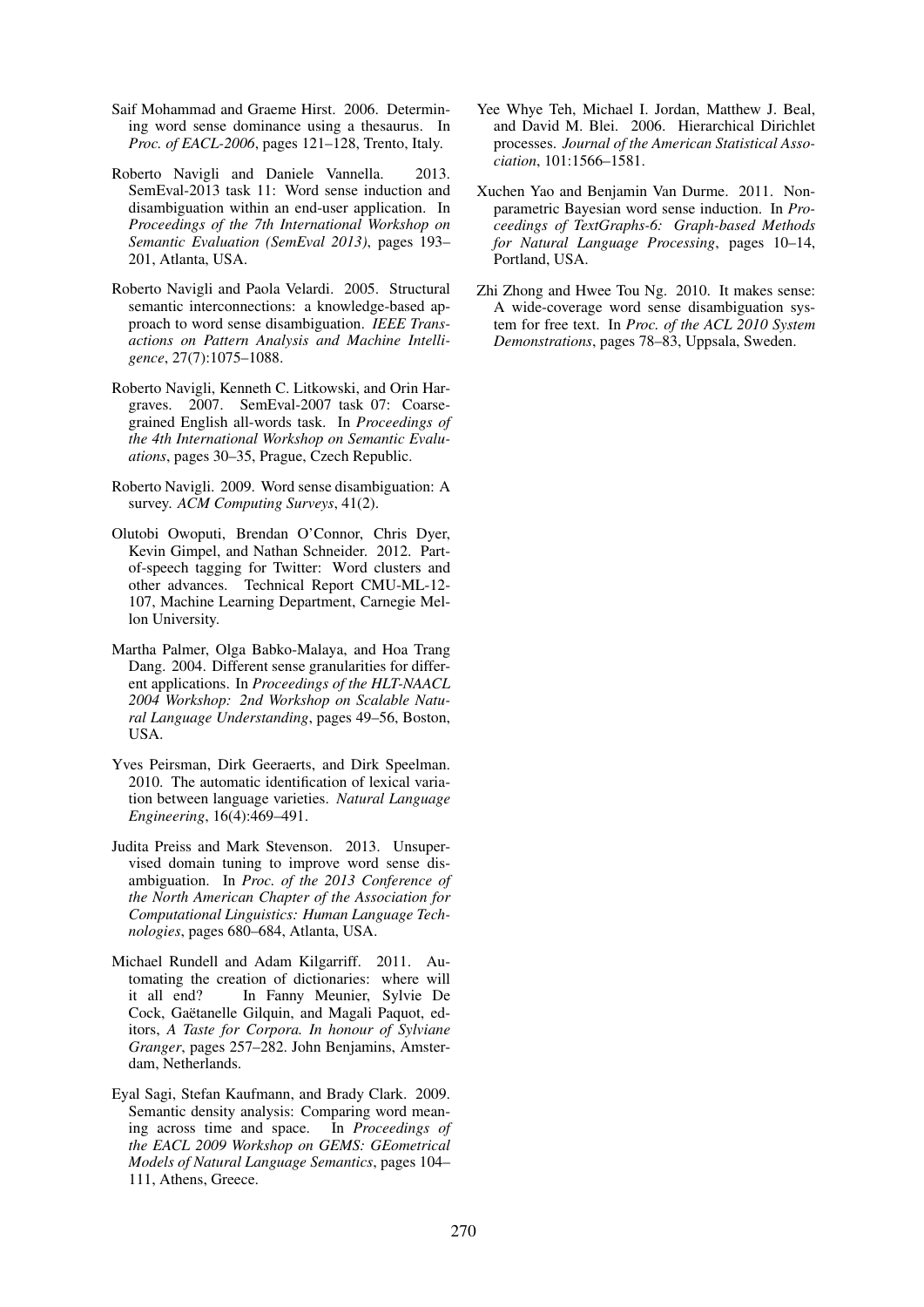Saif Mohammad and Graeme Hirst. 2006. Determining word sense dominance using a thesaurus. In *Proc. of EACL-2006*, pages 121–128, Trento, Italy.

Roberto Navigli and Daniele Vannella. 2013. SemEval-2013 task 11: Word sense induction and disambiguation within an end-user application. In *Proceedings of the 7th International Workshop on Semantic Evaluation (SemEval 2013)*, pages 193–201, Atlanta, USA.

Roberto Navigli and Paola Velardi. 2005. Structural semantic interconnections: a knowledge-based approach to word sense disambiguation. *IEEE Transactions on Pattern Analysis and Machine Intelligence*, 27(7):1075–1088.

Roberto Navigli, Kenneth C. Litkowski, and Orin Hargraves. 2007. SemEval-2007 task 07: Coarse-grained English all-words task. In *Proceedings of the 4th International Workshop on Semantic Evaluations*, pages 30–35, Prague, Czech Republic.

Roberto Navigli. 2009. Word sense disambiguation: A survey. *ACM Computing Surveys*, 41(2).

Olutobi Owoputi, Brendan O'Connor, Chris Dyer, Kevin Gimpel, and Nathan Schneider. 2012. Part-of-speech tagging for Twitter: Word clusters and other advances. Technical Report CMU-ML-12-107, Machine Learning Department, Carnegie Mellon University.

Martha Palmer, Olga Babko-Malaya, and Hoa Trang Dang. 2004. Different sense granularities for different applications. In *Proceedings of the HLT-NAACL 2004 Workshop: 2nd Workshop on Scalable Natural Language Understanding*, pages 49–56, Boston, USA.

Yves Peirsman, Dirk Geeraerts, and Dirk Speelman. 2010. The automatic identification of lexical variation between language varieties. *Natural Language Engineering*, 16(4):469–491.

Judita Preiss and Mark Stevenson. 2013. Unsupervised domain tuning to improve word sense disambiguation. In *Proc. of the 2013 Conference of the North American Chapter of the Association for Computational Linguistics: Human Language Technologies*, pages 680–684, Atlanta, USA.

Michael Rundell and Adam Kilgarriff. 2011. Automating the creation of dictionaries: where will it all end? In Fanny Meunier, Sylvie De Cock, Gaëtanelle Gilquin, and Magali Paquot, editors, *A Taste for Corpora. In honour of Sylviane Granger*, pages 257–282. John Benjamins, Amsterdam, Netherlands.

Eyal Sagi, Stefan Kaufmann, and Brady Clark. 2009. Semantic density analysis: Comparing word meaning across time and space. In *Proceedings of the EACL 2009 Workshop on GEMS: GEometrical Models of Natural Language Semantics*, pages 104–111, Athens, Greece.

Yee Whye Teh, Michael I. Jordan, Matthew J. Beal, and David M. Blei. 2006. Hierarchical Dirichlet processes. *Journal of the American Statistical Association*, 101:1566–1581.

Xuchen Yao and Benjamin Van Durme. 2011. Nonparametric Bayesian word sense induction. In *Proceedings of TextGraphs-6: Graph-based Methods for Natural Language Processing*, pages 10–14, Portland, USA.

Zhi Zhong and Hwee Tou Ng. 2010. It makes sense: A wide-coverage word sense disambiguation system for free text. In *Proc. of the ACL 2010 System Demonstrations*, pages 78–83, Uppsala, Sweden.